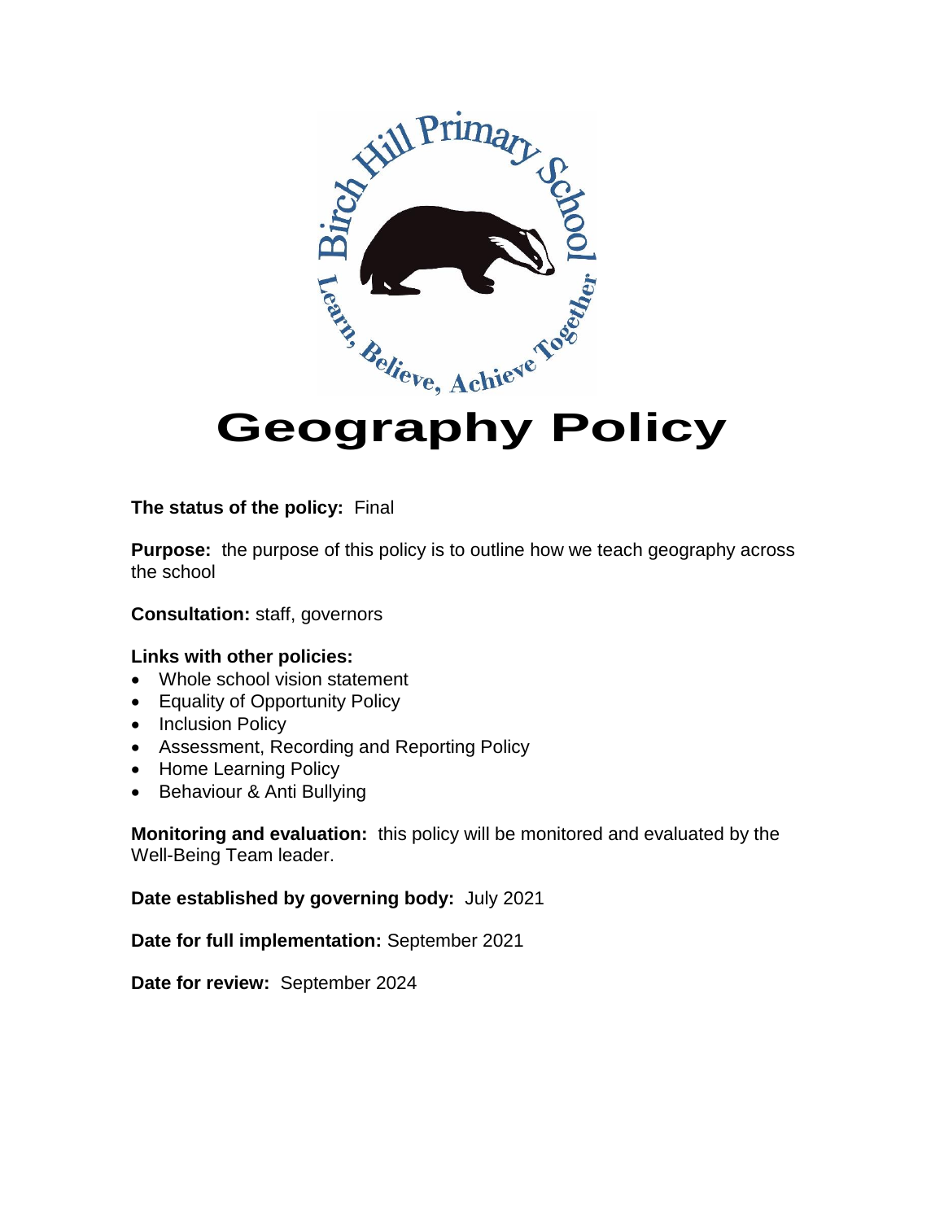# Geography Policy

**The status of the policy:** Final

**Purpose:** the purpose of this policy is to outline how we teach geography across the school

**Consultation:** staff, governors

**Links with other policies:**

- Whole school vision statement
- Equality of Opportunity Policy
- Inclusion Policy
- Assessment, Recording and Reporting Policy
- Home Learning Policy
- Behaviour & Anti Bullying

**Monitoring and evaluation:** this policy will be monitored and evaluated by the Well-Being Team leader.

**Date established by governing body:** July 2021

**Date for full implementation:** September 2021

**Date for review:** September 2024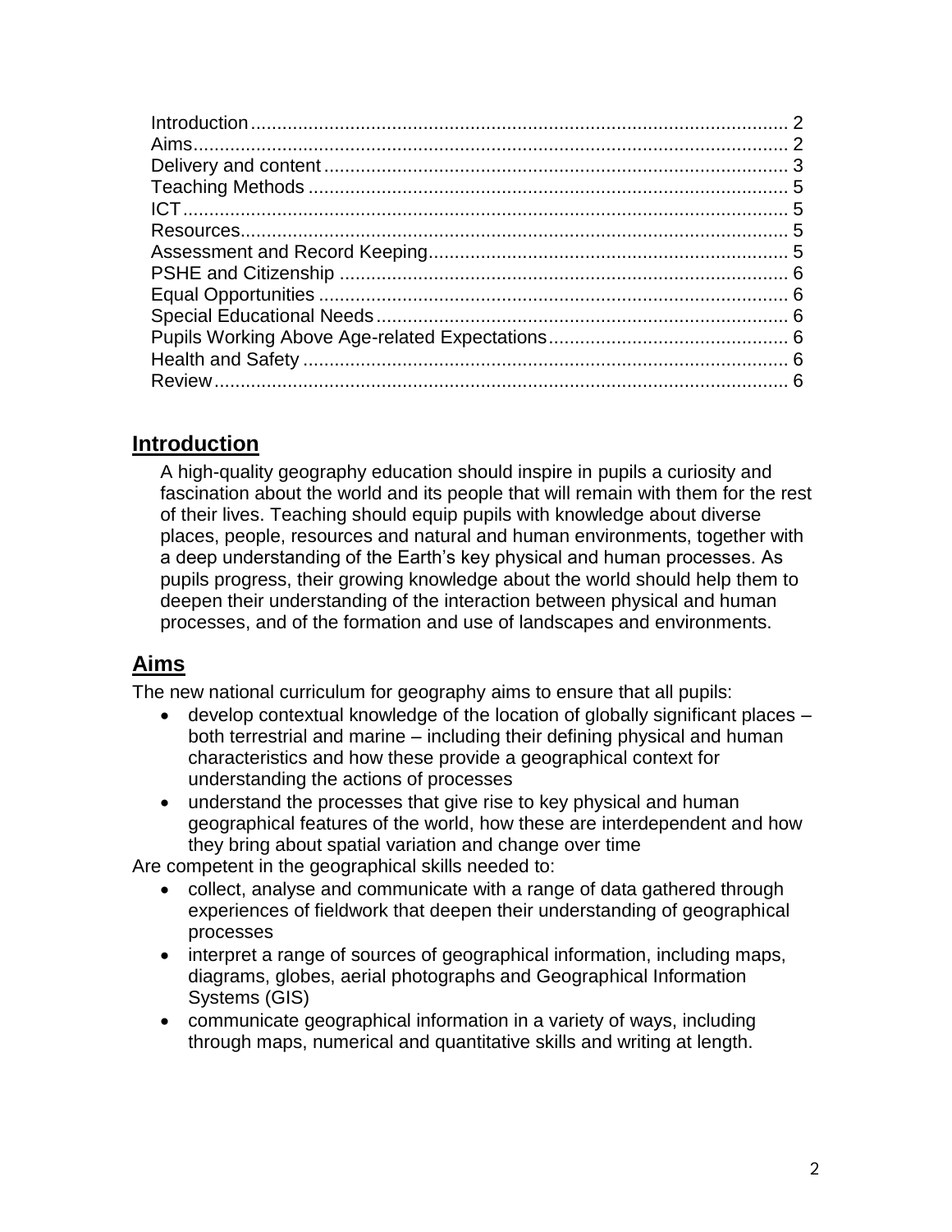Introduction ........................................................................................... 2
Aims...................................................................................................... 2
Delivery and content ............................................................................ 3
Teaching Methods ................................................................................ 5
ICT ........................................................................................................ 5
Resources............................................................................................. 5
Assessment and Record Keeping......................................................... 5
PSHE and Citizenship .......................................................................... 6
Equal Opportunities .............................................................................. 6
Special Educational Needs ................................................................... 6
Pupils Working Above Age-related Expectations .................................. 6
Health and Safety ................................................................................. 6
Review .................................................................................................. 6

## Introduction

A high-quality geography education should inspire in pupils a curiosity and fascination about the world and its people that will remain with them for the rest of their lives. Teaching should equip pupils with knowledge about diverse places, people, resources and natural and human environments, together with a deep understanding of the Earth's key physical and human processes. As pupils progress, their growing knowledge about the world should help them to deepen their understanding of the interaction between physical and human processes, and of the formation and use of landscapes and environments.

## Aims

The new national curriculum for geography aims to ensure that all pupils:

- develop contextual knowledge of the location of globally significant places – both terrestrial and marine – including their defining physical and human characteristics and how these provide a geographical context for understanding the actions of processes
- understand the processes that give rise to key physical and human geographical features of the world, how these are interdependent and how they bring about spatial variation and change over time

Are competent in the geographical skills needed to:

- collect, analyse and communicate with a range of data gathered through experiences of fieldwork that deepen their understanding of geographical processes
- interpret a range of sources of geographical information, including maps, diagrams, globes, aerial photographs and Geographical Information Systems (GIS)
- communicate geographical information in a variety of ways, including through maps, numerical and quantitative skills and writing at length.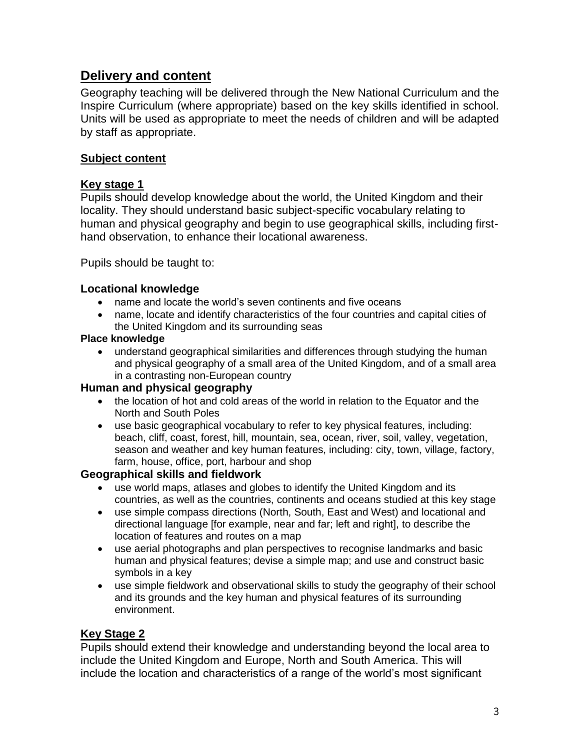## Delivery and content

Geography teaching will be delivered through the New National Curriculum and the Inspire Curriculum (where appropriate) based on the key skills identified in school. Units will be used as appropriate to meet the needs of children and will be adapted by staff as appropriate.

### Subject content

### Key stage 1

Pupils should develop knowledge about the world, the United Kingdom and their locality. They should understand basic subject-specific vocabulary relating to human and physical geography and begin to use geographical skills, including first-hand observation, to enhance their locational awareness.

Pupils should be taught to:

#### Locational knowledge

- name and locate the world's seven continents and five oceans
- name, locate and identify characteristics of the four countries and capital cities of the United Kingdom and its surrounding seas

#### Place knowledge

- understand geographical similarities and differences through studying the human and physical geography of a small area of the United Kingdom, and of a small area in a contrasting non-European country

#### Human and physical geography

- the location of hot and cold areas of the world in relation to the Equator and the North and South Poles
- use basic geographical vocabulary to refer to key physical features, including: beach, cliff, coast, forest, hill, mountain, sea, ocean, river, soil, valley, vegetation, season and weather and key human features, including: city, town, village, factory, farm, house, office, port, harbour and shop

#### Geographical skills and fieldwork

- use world maps, atlases and globes to identify the United Kingdom and its countries, as well as the countries, continents and oceans studied at this key stage
- use simple compass directions (North, South, East and West) and locational and directional language [for example, near and far; left and right], to describe the location of features and routes on a map
- use aerial photographs and plan perspectives to recognise landmarks and basic human and physical features; devise a simple map; and use and construct basic symbols in a key
- use simple fieldwork and observational skills to study the geography of their school and its grounds and the key human and physical features of its surrounding environment.

### Key Stage 2

Pupils should extend their knowledge and understanding beyond the local area to include the United Kingdom and Europe, North and South America. This will include the location and characteristics of a range of the world's most significant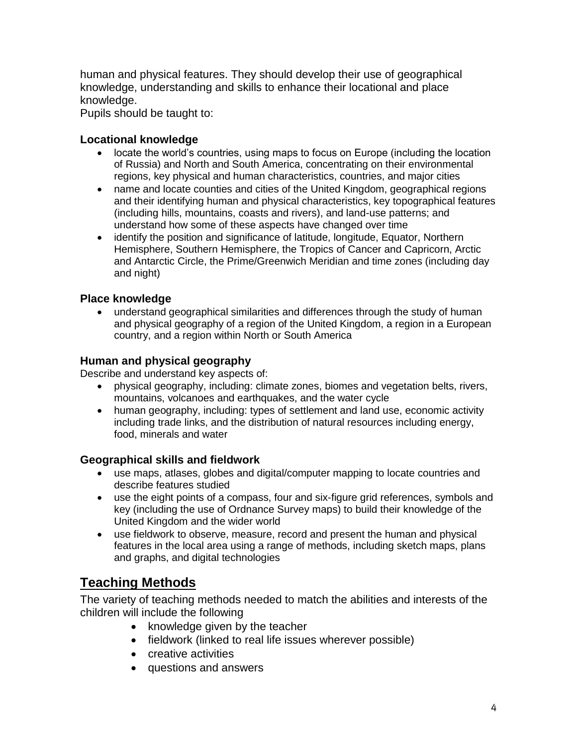human and physical features. They should develop their use of geographical knowledge, understanding and skills to enhance their locational and place knowledge.

Pupils should be taught to:

### Locational knowledge

- locate the world's countries, using maps to focus on Europe (including the location of Russia) and North and South America, concentrating on their environmental regions, key physical and human characteristics, countries, and major cities
- name and locate counties and cities of the United Kingdom, geographical regions and their identifying human and physical characteristics, key topographical features (including hills, mountains, coasts and rivers), and land-use patterns; and understand how some of these aspects have changed over time
- identify the position and significance of latitude, longitude, Equator, Northern Hemisphere, Southern Hemisphere, the Tropics of Cancer and Capricorn, Arctic and Antarctic Circle, the Prime/Greenwich Meridian and time zones (including day and night)

### Place knowledge

- understand geographical similarities and differences through the study of human and physical geography of a region of the United Kingdom, a region in a European country, and a region within North or South America

### Human and physical geography

Describe and understand key aspects of:

- physical geography, including: climate zones, biomes and vegetation belts, rivers, mountains, volcanoes and earthquakes, and the water cycle
- human geography, including: types of settlement and land use, economic activity including trade links, and the distribution of natural resources including energy, food, minerals and water

### Geographical skills and fieldwork

- use maps, atlases, globes and digital/computer mapping to locate countries and describe features studied
- use the eight points of a compass, four and six-figure grid references, symbols and key (including the use of Ordnance Survey maps) to build their knowledge of the United Kingdom and the wider world
- use fieldwork to observe, measure, record and present the human and physical features in the local area using a range of methods, including sketch maps, plans and graphs, and digital technologies

## Teaching Methods

The variety of teaching methods needed to match the abilities and interests of the children will include the following

- knowledge given by the teacher
- fieldwork (linked to real life issues wherever possible)
- creative activities
- questions and answers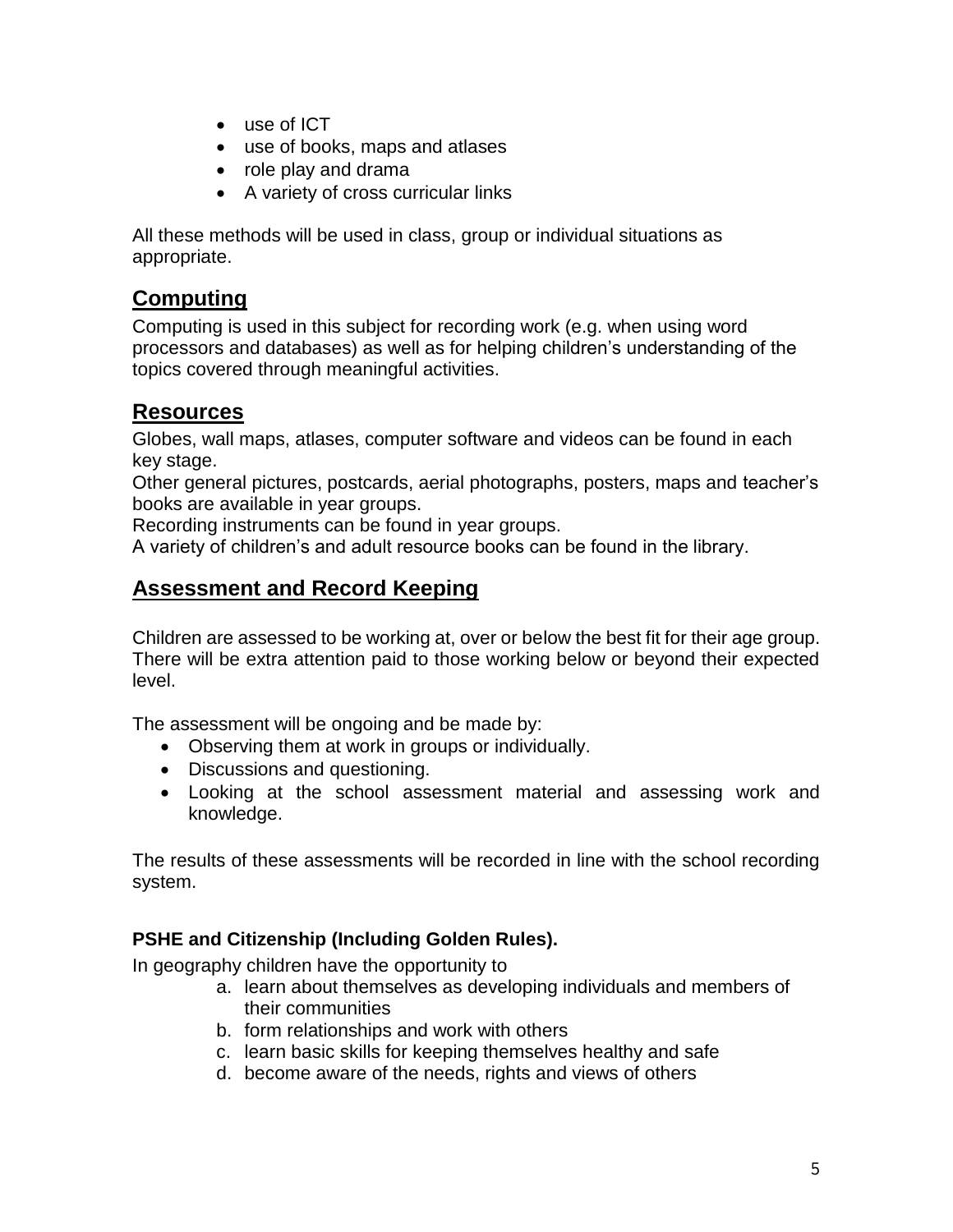- use of ICT
- use of books, maps and atlases
- role play and drama
- A variety of cross curricular links

All these methods will be used in class, group or individual situations as appropriate.

## Computing

Computing is used in this subject for recording work (e.g. when using word processors and databases) as well as for helping children's understanding of the topics covered through meaningful activities.

## Resources

Globes, wall maps, atlases, computer software and videos can be found in each key stage.
Other general pictures, postcards, aerial photographs, posters, maps and teacher's books are available in year groups.
Recording instruments can be found in year groups.
A variety of children's and adult resource books can be found in the library.

## Assessment and Record Keeping

Children are assessed to be working at, over or below the best fit for their age group. There will be extra attention paid to those working below or beyond their expected level.

The assessment will be ongoing and be made by:

- Observing them at work in groups or individually.
- Discussions and questioning.
- Looking at the school assessment material and assessing work and knowledge.

The results of these assessments will be recorded in line with the school recording system.

**PSHE and Citizenship (Including Golden Rules).**

In geography children have the opportunity to

a. learn about themselves as developing individuals and members of their communities
b. form relationships and work with others
c. learn basic skills for keeping themselves healthy and safe
d. become aware of the needs, rights and views of others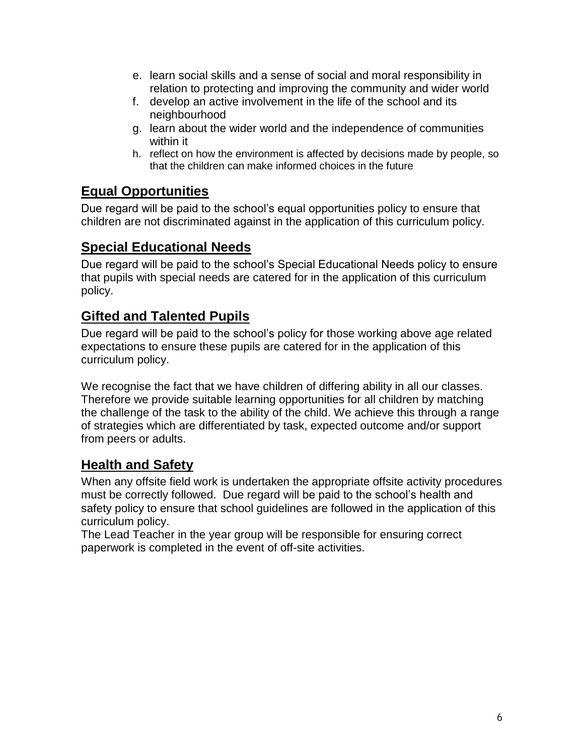e. learn social skills and a sense of social and moral responsibility in relation to protecting and improving the community and wider world
f. develop an active involvement in the life of the school and its neighbourhood
g. learn about the wider world and the independence of communities within it
h. reflect on how the environment is affected by decisions made by people, so that the children can make informed choices in the future

## Equal Opportunities

Due regard will be paid to the school's equal opportunities policy to ensure that children are not discriminated against in the application of this curriculum policy.

## Special Educational Needs

Due regard will be paid to the school's Special Educational Needs policy to ensure that pupils with special needs are catered for in the application of this curriculum policy.

## Gifted and Talented Pupils

Due regard will be paid to the school's policy for those working above age related expectations to ensure these pupils are catered for in the application of this curriculum policy.

We recognise the fact that we have children of differing ability in all our classes. Therefore we provide suitable learning opportunities for all children by matching the challenge of the task to the ability of the child. We achieve this through a range of strategies which are differentiated by task, expected outcome and/or support from peers or adults.

## Health and Safety

When any offsite field work is undertaken the appropriate offsite activity procedures must be correctly followed. Due regard will be paid to the school's health and safety policy to ensure that school guidelines are followed in the application of this curriculum policy.
The Lead Teacher in the year group will be responsible for ensuring correct paperwork is completed in the event of off-site activities.